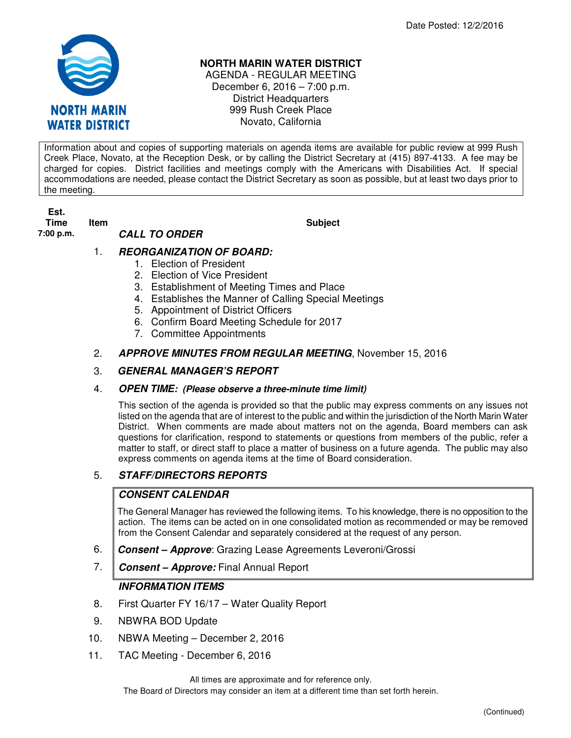Date Posted: 12/2/2016

# NORTH MARIN WATER DISTRICT

AGENDA - REGULAR MEETING
December 6, 2016 – 7:00 p.m.
District Headquarters
999 Rush Creek Place
Novato, California

Information about and copies of supporting materials on agenda items are available for public review at 999 Rush Creek Place, Novato, at the Reception Desk, or by calling the District Secretary at (415) 897-4133. A fee may be charged for copies. District facilities and meetings comply with the Americans with Disabilities Act. If special accommodations are needed, please contact the District Secretary as soon as possible, but at least two days prior to the meeting.

| Est. Time | Item | Subject |
|---|---|---|
| 7:00 p.m. | | ***CALL TO ORDER*** |
| | 1. | ***REORGANIZATION OF BOARD:*** 1. Election of President 2. Election of Vice President 3. Establishment of Meeting Times and Place 4. Establishes the Manner of Calling Special Meetings 5. Appointment of District Officers 6. Confirm Board Meeting Schedule for 2017 7. Committee Appointments |
| | 2. | ***APPROVE MINUTES FROM REGULAR MEETING***, November 15, 2016 |
| | 3. | ***GENERAL MANAGER'S REPORT*** |
| | 4. | ***OPEN TIME: (Please observe a three-minute time limit)*** This section of the agenda is provided so that the public may express comments on any issues not listed on the agenda that are of interest to the public and within the jurisdiction of the North Marin Water District. When comments are made about matters not on the agenda, Board members can ask questions for clarification, respond to statements or questions from members of the public, refer a matter to staff, or direct staff to place a matter of business on a future agenda. The public may also express comments on agenda items at the time of Board consideration. |
| | 5. | ***STAFF/DIRECTORS REPORTS*** |
| | | ***CONSENT CALENDAR*** The General Manager has reviewed the following items. To his knowledge, there is no opposition to the action. The items can be acted on in one consolidated motion as recommended or may be removed from the Consent Calendar and separately considered at the request of any person. |
| | 6. | ***Consent – Approve***: Grazing Lease Agreements Leveroni/Grossi |
| | 7. | ***Consent – Approve:*** Final Annual Report |
| | | ***INFORMATION ITEMS*** |
| | 8. | First Quarter FY 16/17 – Water Quality Report |
| | 9. | NBWRA BOD Update |
| | 10. | NBWA Meeting – December 2, 2016 |
| | 11. | TAC Meeting - December 6, 2016 |

All times are approximate and for reference only.
The Board of Directors may consider an item at a different time than set forth herein.

(Continued)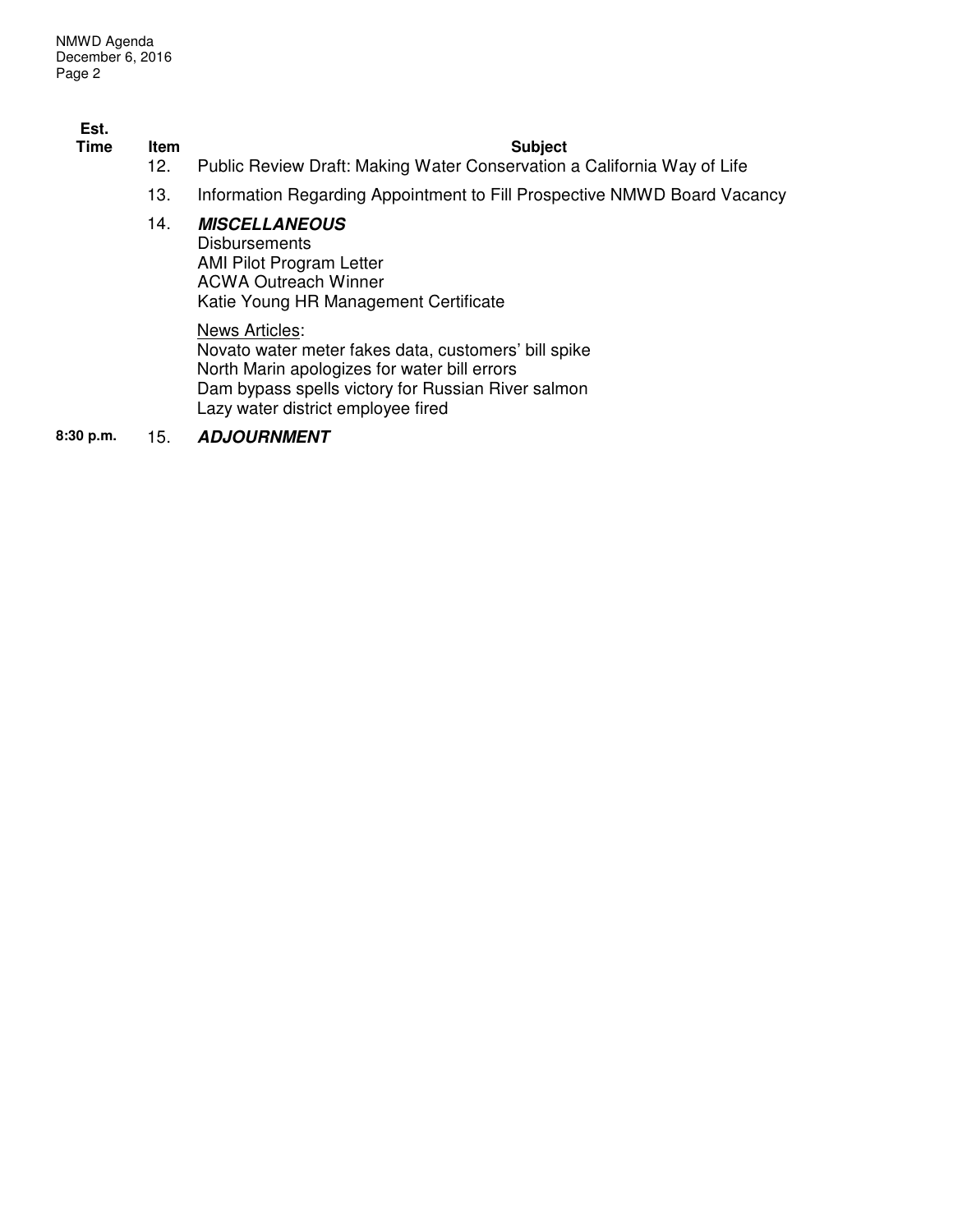| Est. Time | Item | Subject |
| --- | --- | --- |
| | 12. | Public Review Draft: Making Water Conservation a California Way of Life |
| | 13. | Information Regarding Appointment to Fill Prospective NMWD Board Vacancy |
| | 14. | ***MISCELLANEOUS***<br>Disbursements<br>AMI Pilot Program Letter<br>ACWA Outreach Winner<br>Katie Young HR Management Certificate<br><br><u>News Articles</u>:<br>Novato water meter fakes data, customers' bill spike<br>North Marin apologizes for water bill errors<br>Dam bypass spells victory for Russian River salmon<br>Lazy water district employee fired |
| **8:30 p.m.** | 15. | ***ADJOURNMENT*** |